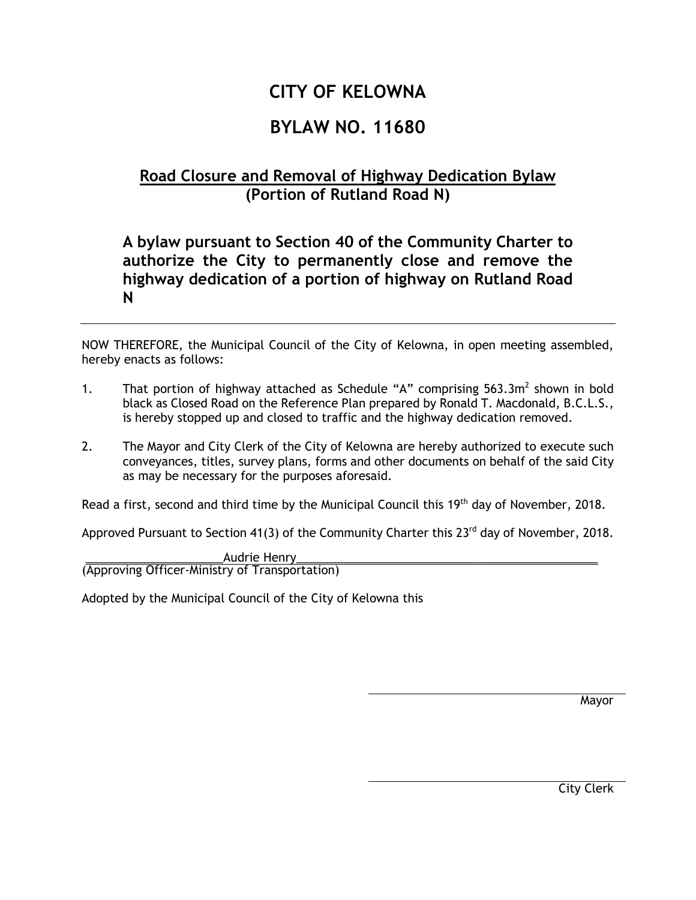# CITY OF KELOWNA

# BYLAW NO. 11680

## Road Closure and Removal of Highway Dedication Bylaw (Portion of Rutland Road N)

### A bylaw pursuant to Section 40 of the Community Charter to authorize the City to permanently close and remove the highway dedication of a portion of highway on Rutland Road N

---

NOW THEREFORE, the Municipal Council of the City of Kelowna, in open meeting assembled, hereby enacts as follows:

1. That portion of highway attached as Schedule "A" comprising 563.3m$^2$ shown in bold black as Closed Road on the Reference Plan prepared by Ronald T. Macdonald, B.C.L.S., is hereby stopped up and closed to traffic and the highway dedication removed.

2. The Mayor and City Clerk of the City of Kelowna are hereby authorized to execute such conveyances, titles, survey plans, forms and other documents on behalf of the said City as may be necessary for the purposes aforesaid.

Read a first, second and third time by the Municipal Council this 19th day of November, 2018.

Approved Pursuant to Section 41(3) of the Community Charter this 23rd day of November, 2018.

Audrie Henry
(Approving Officer-Ministry of Transportation)

Adopted by the Municipal Council of the City of Kelowna this

Mayor

City Clerk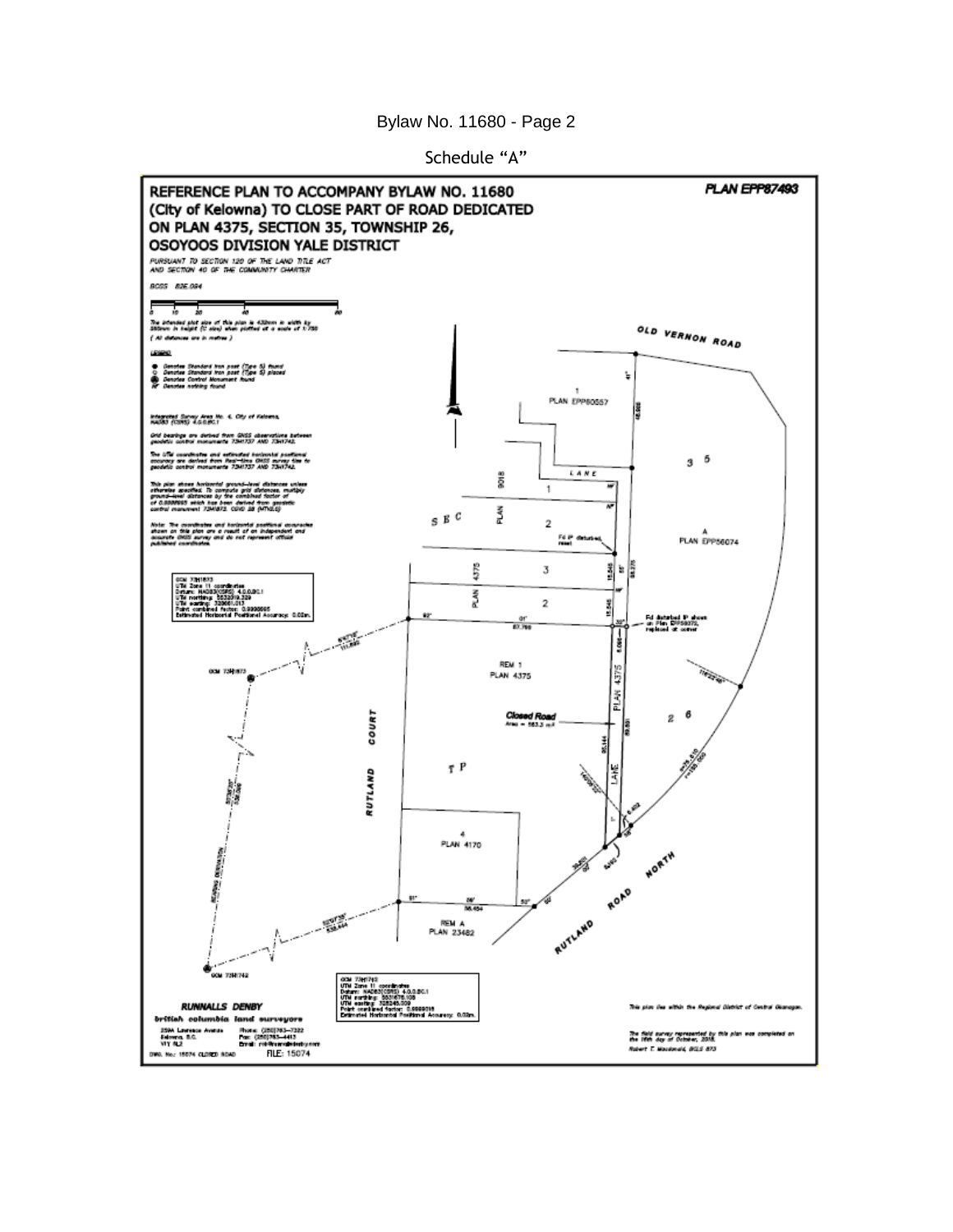Schedule "A"

**REFERENCE PLAN TO ACCOMPANY BYLAW NO. 11680 (City of Kelowna) TO CLOSE PART OF ROAD DEDICATED ON PLAN 4375, SECTION 35, TOWNSHIP 26, OSOYOOS DIVISION YALE DISTRICT**

**PLAN EPP87493**

*PURSUANT TO SECTION 120 OF THE LAND TITLE ACT AND SECTION 40 OF THE COMMUNITY CHARTER*

BCGS 82E.094

0 10 20 40 80

The intended plot size of this plan is 432mm in width by 560mm in height (C size) when plotted at a scale of 1:750

( All distances are in metres )

LEGEND:

- Denotes Standard Iron post (Type 5) found
- Denotes Standard Iron post (Type 5) placed
- Denotes Control Monument found
- NF Denotes nothing found

Integrated Survey Area No. 4, City of Kelowna, NAD83 (CSRS) 4.0.0.BC.1

Grid bearings are derived from GNSS observations between geodetic control monuments 73H1737 AND 73H1742.

The UTM coordinates and estimated horizontal positional accuracy are derived from Real-time GNSS survey ties to geodetic control monuments 73H1737 AND 73H1742.

This plan shows horizontal ground-level distances unless otherwise specified. To compute grid distances, multiply ground-level distances by the combined factor of of 0.9999995 which has been derived from geodetic control monument 73H1873. CGVD 28 (MTHG.0)

Note: The coordinates and horizontal positional accuracies shown on this plan are a result of an independent and accurate GNSS survey and do not represent official published coordinates.

GCM 73H1873
UTM Zone 11 coordinates
Datum: NAD83(CSRS) 4.0.0.BC.1
UTM northing: 5532919.339
UTM easting: 320661.013
Point combined factor: 0.9999995
Estimated Horizontal Positional Accuracy: 0.02m.

GCM 73H1742
UTM Zone 11 coordinates
Datum: NAD83(CSRS) 4.0.0.BC.1
UTM northing: 5531676.108
UTM easting: 320245.509
Point combined factor: 0.9999015
Estimated Horizontal Positional Accuracy: 0.02m.

OLD VERNON ROAD

RUTLAND COURT

RUTLAND ROAD NORTH

1 PLAN EPP60557

LANE

SEC PLAN 9018 1 2

Fd IP disturbed, reset

3 5

A PLAN EPP56074

PLAN 4375 3 2

Fd disturbed IP shown on Plan EPP56072, replaced at corner

REM 1 PLAN 4375

Closed Road Area = 563.3 m²

PLAN 4375 LANE

2 6

T P

4 PLAN 4170

REM A PLAN 23482

GCM 73H1873

GCM 73H1742

87.769 15.546 15.546 5.088 65.144 69.851 48.968 38.275 98.454 6.402 5.950

**RUNNALLS DENBY**
british columbia land surveyors
259A Lawrence Avenue Kelowna, B.C. V1Y 6L2
Phone: (250)763-7322 Fax: (250)763-4413 Email: rd@runnallsdenby.com

DWG. No.: 15074 CLOSED ROAD FILE: 15074

This plan lies within the Regional District of Central Okanagan.

The field survey represented by this plan was completed on the 16th day of October, 2018.
Robert T. Macdonald, BCLS 873